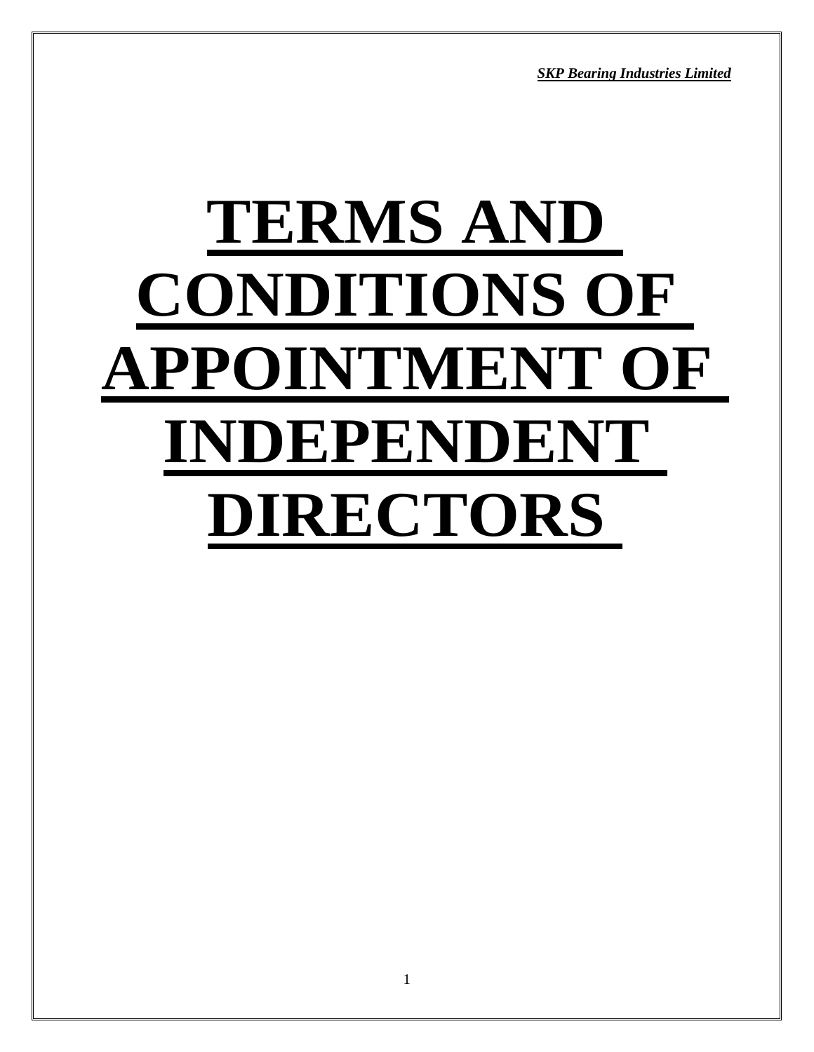# TERMS AND CONDITIONS OF APPOINTMENT OF INDEPENDENT DIRECTORS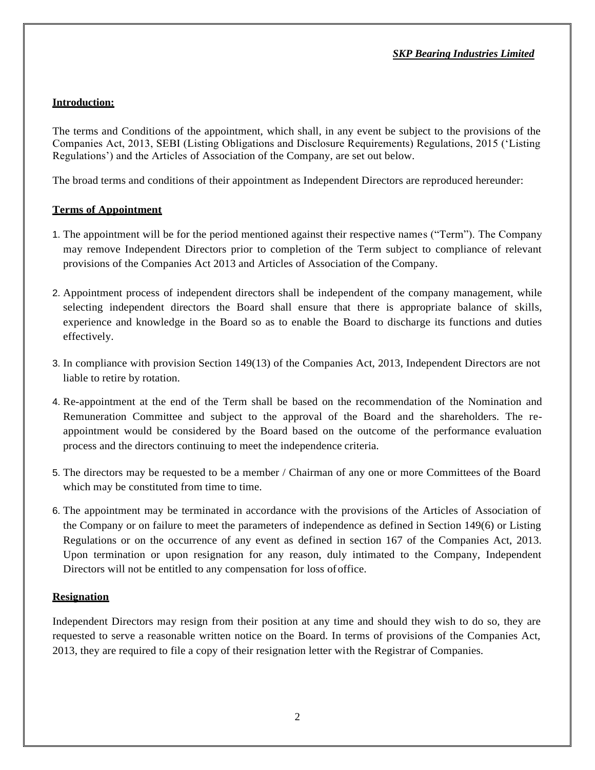## Introduction:

The terms and Conditions of the appointment, which shall, in any event be subject to the provisions of the Companies Act, 2013, SEBI (Listing Obligations and Disclosure Requirements) Regulations, 2015 ('Listing Regulations') and the Articles of Association of the Company, are set out below.

The broad terms and conditions of their appointment as Independent Directors are reproduced hereunder:

## Terms of Appointment

1. The appointment will be for the period mentioned against their respective names ("Term"). The Company may remove Independent Directors prior to completion of the Term subject to compliance of relevant provisions of the Companies Act 2013 and Articles of Association of the Company.

2. Appointment process of independent directors shall be independent of the company management, while selecting independent directors the Board shall ensure that there is appropriate balance of skills, experience and knowledge in the Board so as to enable the Board to discharge its functions and duties effectively.

3. In compliance with provision Section 149(13) of the Companies Act, 2013, Independent Directors are not liable to retire by rotation.

4. Re-appointment at the end of the Term shall be based on the recommendation of the Nomination and Remuneration Committee and subject to the approval of the Board and the shareholders. The re-appointment would be considered by the Board based on the outcome of the performance evaluation process and the directors continuing to meet the independence criteria.

5. The directors may be requested to be a member / Chairman of any one or more Committees of the Board which may be constituted from time to time.

6. The appointment may be terminated in accordance with the provisions of the Articles of Association of the Company or on failure to meet the parameters of independence as defined in Section 149(6) or Listing Regulations or on the occurrence of any event as defined in section 167 of the Companies Act, 2013. Upon termination or upon resignation for any reason, duly intimated to the Company, Independent Directors will not be entitled to any compensation for loss of office.

## Resignation

Independent Directors may resign from their position at any time and should they wish to do so, they are requested to serve a reasonable written notice on the Board. In terms of provisions of the Companies Act, 2013, they are required to file a copy of their resignation letter with the Registrar of Companies.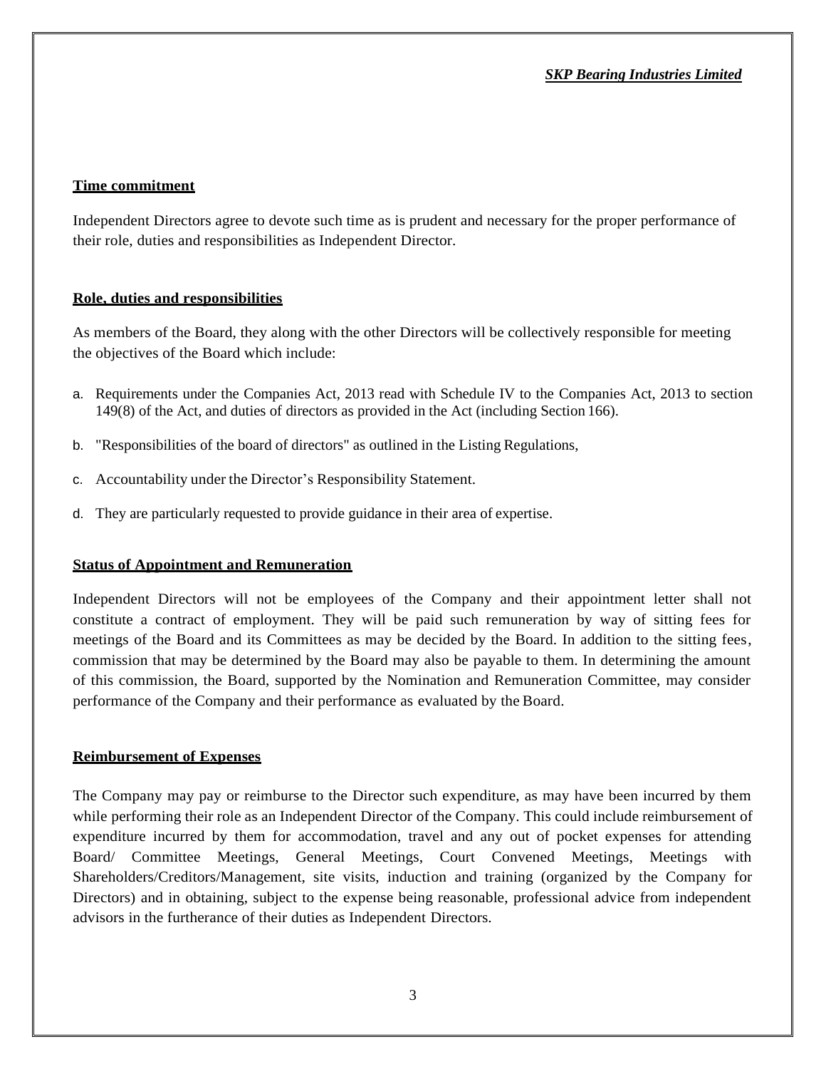## Time commitment

Independent Directors agree to devote such time as is prudent and necessary for the proper performance of their role, duties and responsibilities as Independent Director.

## Role, duties and responsibilities

As members of the Board, they along with the other Directors will be collectively responsible for meeting the objectives of the Board which include:

a. Requirements under the Companies Act, 2013 read with Schedule IV to the Companies Act, 2013 to section 149(8) of the Act, and duties of directors as provided in the Act (including Section 166).

b. "Responsibilities of the board of directors" as outlined in the Listing Regulations,

c. Accountability under the Director's Responsibility Statement.

d. They are particularly requested to provide guidance in their area of expertise.

## Status of Appointment and Remuneration

Independent Directors will not be employees of the Company and their appointment letter shall not constitute a contract of employment. They will be paid such remuneration by way of sitting fees for meetings of the Board and its Committees as may be decided by the Board. In addition to the sitting fees, commission that may be determined by the Board may also be payable to them. In determining the amount of this commission, the Board, supported by the Nomination and Remuneration Committee, may consider performance of the Company and their performance as evaluated by the Board.

## Reimbursement of Expenses

The Company may pay or reimburse to the Director such expenditure, as may have been incurred by them while performing their role as an Independent Director of the Company. This could include reimbursement of expenditure incurred by them for accommodation, travel and any out of pocket expenses for attending Board/ Committee Meetings, General Meetings, Court Convened Meetings, Meetings with Shareholders/Creditors/Management, site visits, induction and training (organized by the Company for Directors) and in obtaining, subject to the expense being reasonable, professional advice from independent advisors in the furtherance of their duties as Independent Directors.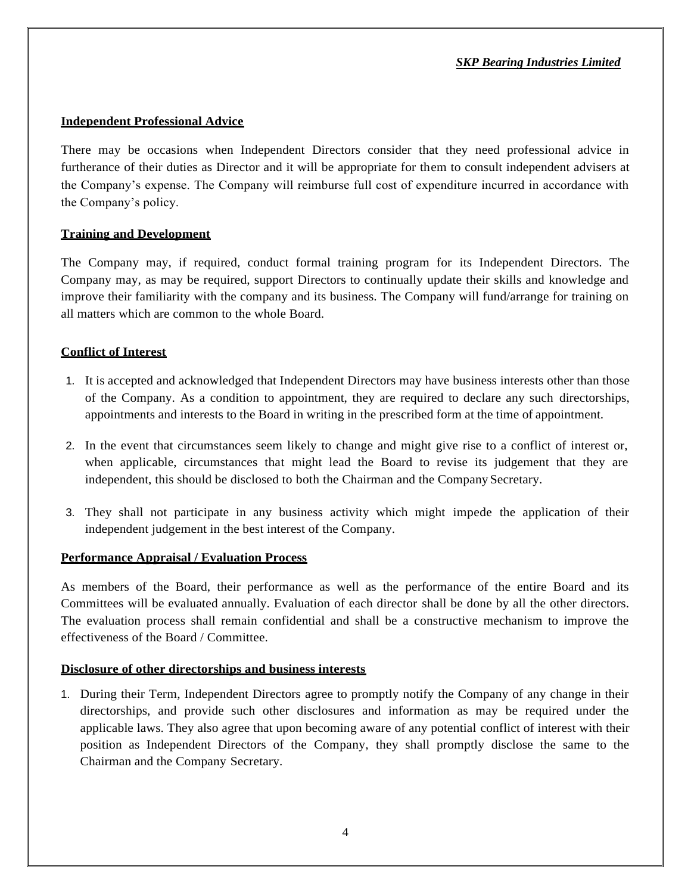**Independent Professional Advice**

There may be occasions when Independent Directors consider that they need professional advice in furtherance of their duties as Director and it will be appropriate for them to consult independent advisers at the Company's expense. The Company will reimburse full cost of expenditure incurred in accordance with the Company's policy.

**Training and Development**

The Company may, if required, conduct formal training program for its Independent Directors. The Company may, as may be required, support Directors to continually update their skills and knowledge and improve their familiarity with the company and its business. The Company will fund/arrange for training on all matters which are common to the whole Board.

**Conflict of Interest**

1. It is accepted and acknowledged that Independent Directors may have business interests other than those of the Company. As a condition to appointment, they are required to declare any such directorships, appointments and interests to the Board in writing in the prescribed form at the time of appointment.

2. In the event that circumstances seem likely to change and might give rise to a conflict of interest or, when applicable, circumstances that might lead the Board to revise its judgement that they are independent, this should be disclosed to both the Chairman and the Company Secretary.

3. They shall not participate in any business activity which might impede the application of their independent judgement in the best interest of the Company.

**Performance Appraisal / Evaluation Process**

As members of the Board, their performance as well as the performance of the entire Board and its Committees will be evaluated annually. Evaluation of each director shall be done by all the other directors. The evaluation process shall remain confidential and shall be a constructive mechanism to improve the effectiveness of the Board / Committee.

**Disclosure of other directorships and business interests**

1. During their Term, Independent Directors agree to promptly notify the Company of any change in their directorships, and provide such other disclosures and information as may be required under the applicable laws. They also agree that upon becoming aware of any potential conflict of interest with their position as Independent Directors of the Company, they shall promptly disclose the same to the Chairman and the Company Secretary.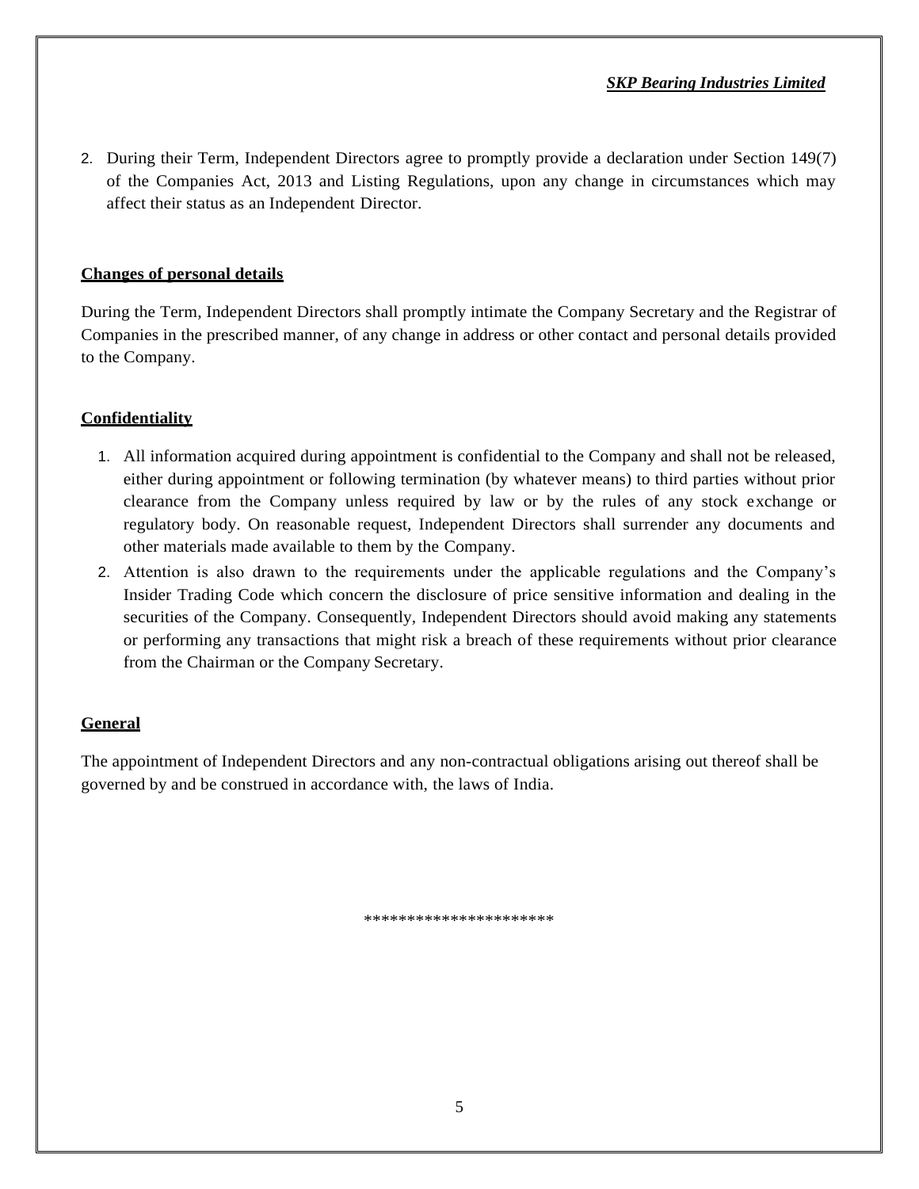2. During their Term, Independent Directors agree to promptly provide a declaration under Section 149(7) of the Companies Act, 2013 and Listing Regulations, upon any change in circumstances which may affect their status as an Independent Director.

**Changes of personal details**

During the Term, Independent Directors shall promptly intimate the Company Secretary and the Registrar of Companies in the prescribed manner, of any change in address or other contact and personal details provided to the Company.

**Confidentiality**

1. All information acquired during appointment is confidential to the Company and shall not be released, either during appointment or following termination (by whatever means) to third parties without prior clearance from the Company unless required by law or by the rules of any stock exchange or regulatory body. On reasonable request, Independent Directors shall surrender any documents and other materials made available to them by the Company.
2. Attention is also drawn to the requirements under the applicable regulations and the Company's Insider Trading Code which concern the disclosure of price sensitive information and dealing in the securities of the Company. Consequently, Independent Directors should avoid making any statements or performing any transactions that might risk a breach of these requirements without prior clearance from the Chairman or the Company Secretary.

**General**

The appointment of Independent Directors and any non-contractual obligations arising out thereof shall be governed by and be construed in accordance with, the laws of India.

*********************